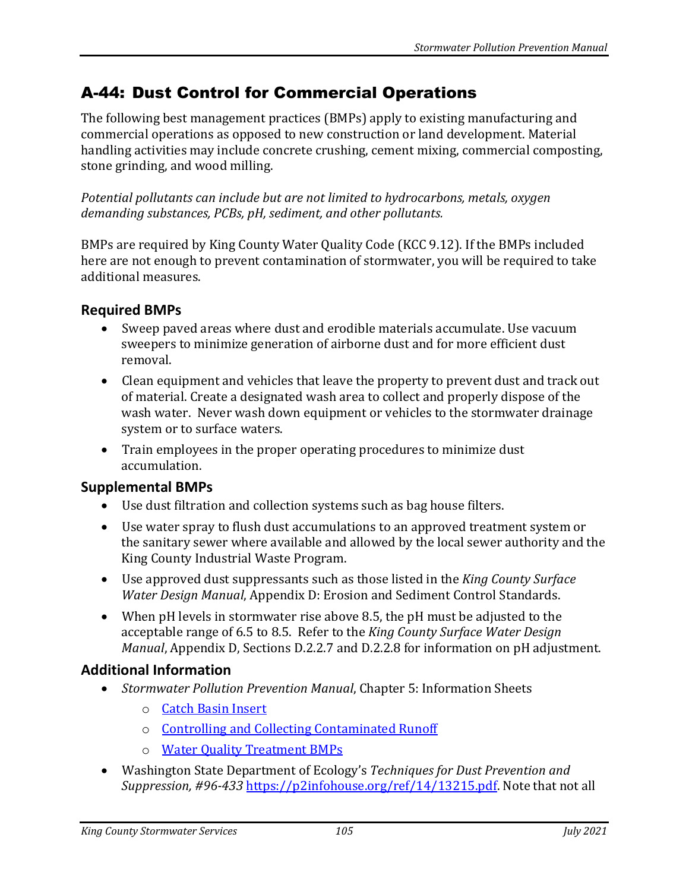# A-44: Dust Control for Commercial Operations

The following best management practices (BMPs) apply to existing manufacturing and commercial operations as opposed to new construction or land development. Material handling activities may include concrete crushing, cement mixing, commercial composting, stone grinding, and wood milling.

*Potential pollutants can include but are not limited to hydrocarbons, metals, oxygen demanding substances, PCBs, pH, sediment, and other pollutants.*

BMPs are required by King County Water Quality Code (KCC 9.12). If the BMPs included here are not enough to prevent contamination of stormwater, you will be required to take additional measures.

## Required BMPs

- Sweep paved areas where dust and erodible materials accumulate. Use vacuum sweepers to minimize generation of airborne dust and for more efficient dust removal.
- Clean equipment and vehicles that leave the property to prevent dust and track out of material. Create a designated wash area to collect and properly dispose of the wash water. Never wash down equipment or vehicles to the stormwater drainage system or to surface waters.
- Train employees in the proper operating procedures to minimize dust accumulation.

## Supplemental BMPs

- Use dust filtration and collection systems such as bag house filters.
- Use water spray to flush dust accumulations to an approved treatment system or the sanitary sewer where available and allowed by the local sewer authority and the King County Industrial Waste Program.
- Use approved dust suppressants such as those listed in the *King County Surface Water Design Manual*, Appendix D: Erosion and Sediment Control Standards.
- When pH levels in stormwater rise above 8.5, the pH must be adjusted to the acceptable range of 6.5 to 8.5. Refer to the *King County Surface Water Design Manual*, Appendix D, Sections D.2.2.7 and D.2.2.8 for information on pH adjustment.

## Additional Information

- *Stormwater Pollution Prevention Manual*, Chapter 5: Information Sheets
  - Catch Basin Insert
  - Controlling and Collecting Contaminated Runoff
  - Water Quality Treatment BMPs
- Washington State Department of Ecology's *Techniques for Dust Prevention and Suppression, #96-433* https://p2infohouse.org/ref/14/13215.pdf. Note that not all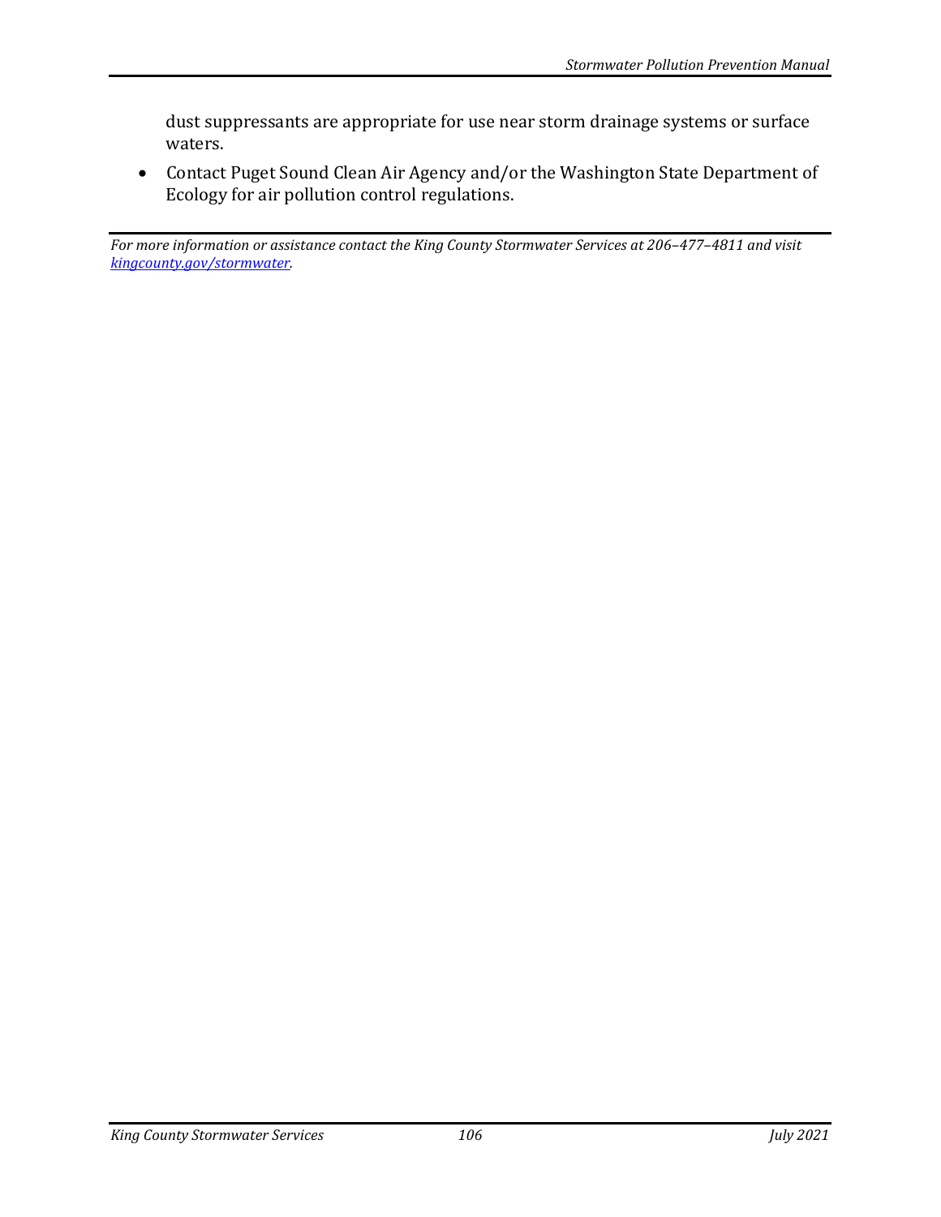dust suppressants are appropriate for use near storm drainage systems or surface waters.

- Contact Puget Sound Clean Air Agency and/or the Washington State Department of Ecology for air pollution control regulations.

---

*For more information or assistance contact the King County Stormwater Services at 206–477–4811 and visit [kingcounty.gov/stormwater](kingcounty.gov/stormwater).*